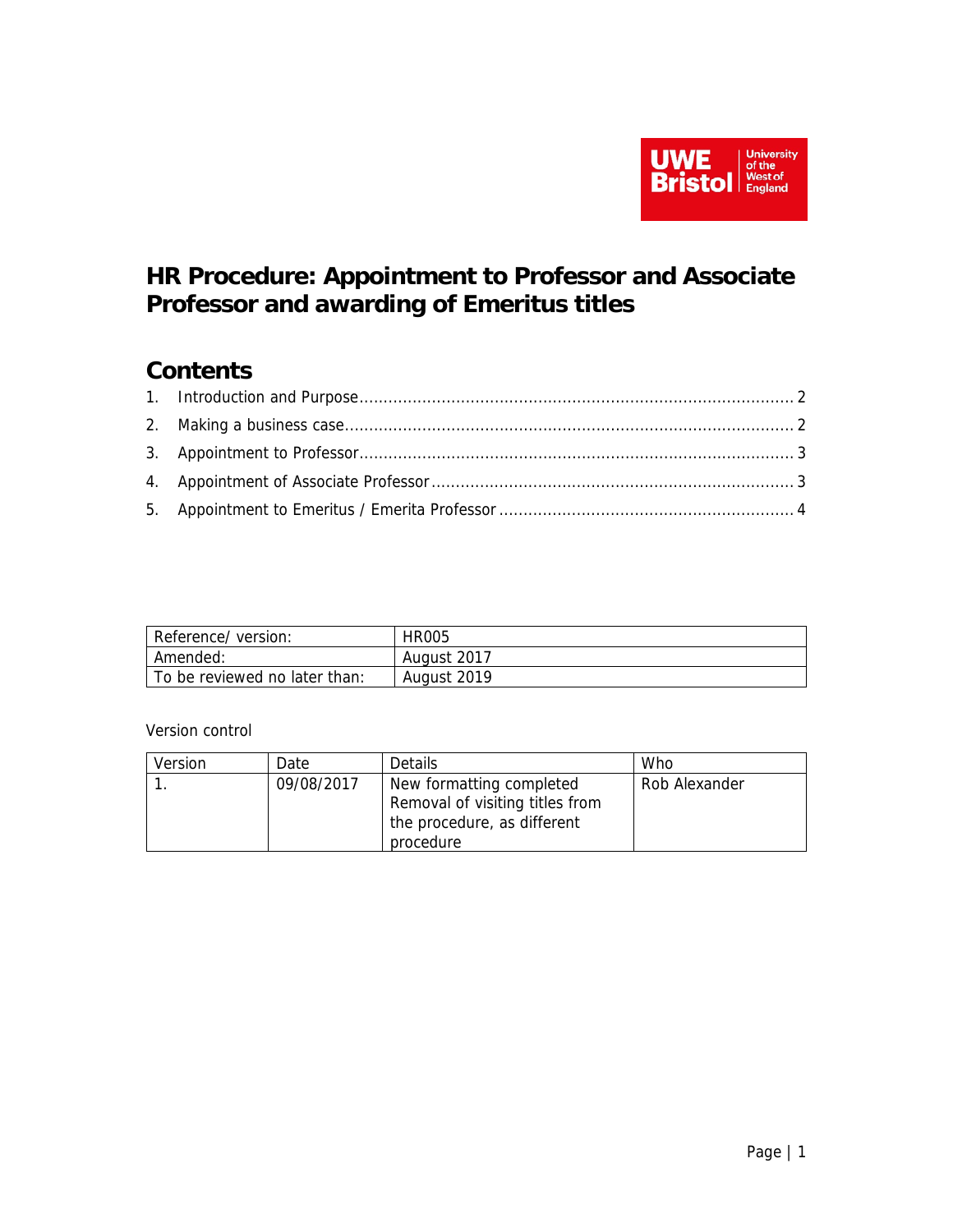# HR Procedure: Appointment to Professor and Associate Professor and awarding of Emeritus titles

## Contents

1. Introduction and Purpose ........ 2
2. Making a business case ........ 2
3. Appointment to Professor ........ 3
4. Appointment of Associate Professor ........ 3
5. Appointment to Emeritus / Emerita Professor ........ 4

| | |
|---|---|
| Reference/ version: | HR005 |
| Amended: | August 2017 |
| To be reviewed no later than: | August 2019 |

Version control

| Version | Date | Details | Who |
|---|---|---|---|
| 1. | 09/08/2017 | New formatting completed Removal of visiting titles from the procedure, as different procedure | Rob Alexander |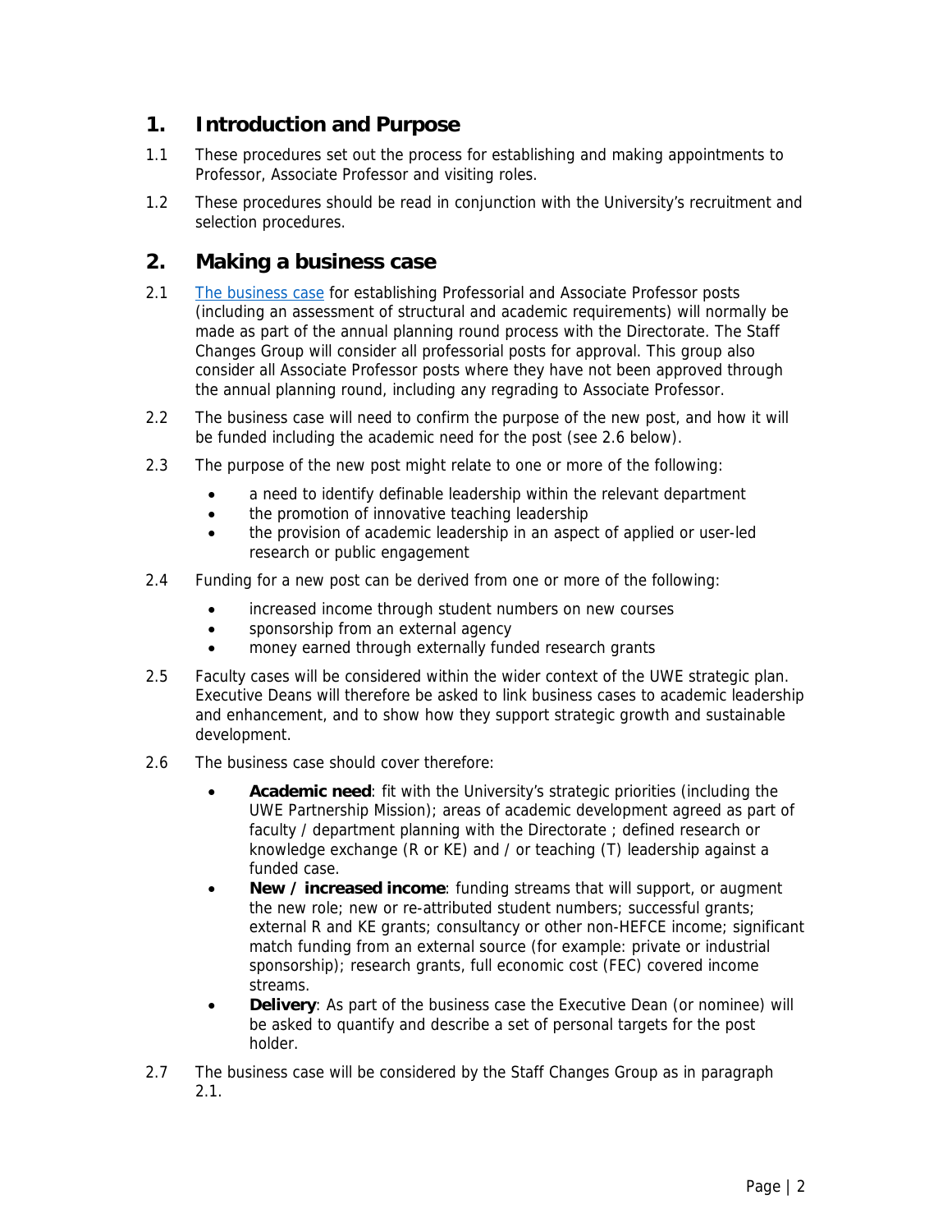## 1. Introduction and Purpose

1.1 These procedures set out the process for establishing and making appointments to Professor, Associate Professor and visiting roles.

1.2 These procedures should be read in conjunction with the University's recruitment and selection procedures.

## 2. Making a business case

2.1 The business case for establishing Professorial and Associate Professor posts (including an assessment of structural and academic requirements) will normally be made as part of the annual planning round process with the Directorate. The Staff Changes Group will consider all professorial posts for approval. This group also consider all Associate Professor posts where they have not been approved through the annual planning round, including any regrading to Associate Professor.

2.2 The business case will need to confirm the purpose of the new post, and how it will be funded including the academic need for the post (see 2.6 below).

2.3 The purpose of the new post might relate to one or more of the following:

- a need to identify definable leadership within the relevant department
- the promotion of innovative teaching leadership
- the provision of academic leadership in an aspect of applied or user-led research or public engagement

2.4 Funding for a new post can be derived from one or more of the following:

- increased income through student numbers on new courses
- sponsorship from an external agency
- money earned through externally funded research grants

2.5 Faculty cases will be considered within the wider context of the UWE strategic plan. Executive Deans will therefore be asked to link business cases to academic leadership and enhancement, and to show how they support strategic growth and sustainable development.

2.6 The business case should cover therefore:

- **Academic need**: fit with the University's strategic priorities (including the UWE Partnership Mission); areas of academic development agreed as part of faculty / department planning with the Directorate ; defined research or knowledge exchange (R or KE) and / or teaching (T) leadership against a funded case.
- **New / increased income**: funding streams that will support, or augment the new role; new or re-attributed student numbers; successful grants; external R and KE grants; consultancy or other non-HEFCE income; significant match funding from an external source (for example: private or industrial sponsorship); research grants, full economic cost (FEC) covered income streams.
- **Delivery**: As part of the business case the Executive Dean (or nominee) will be asked to quantify and describe a set of personal targets for the post holder.

2.7 The business case will be considered by the Staff Changes Group as in paragraph 2.1.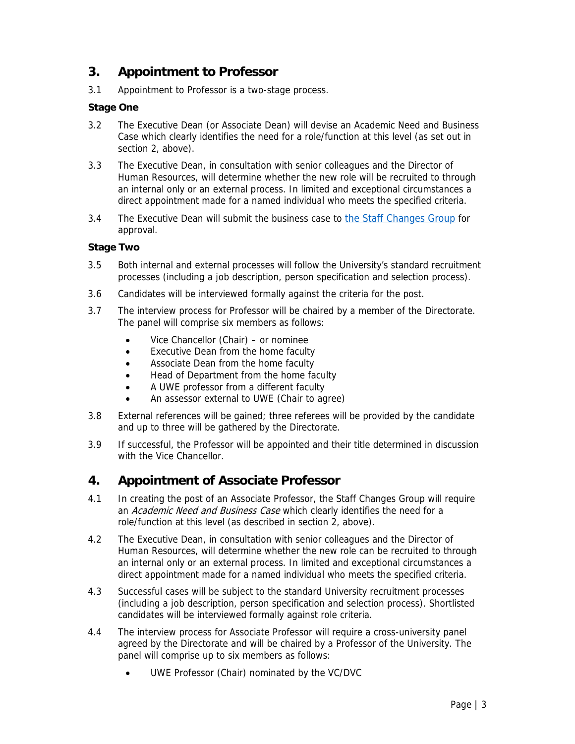## 3. Appointment to Professor

3.1 Appointment to Professor is a two-stage process.

**Stage One**

3.2 The Executive Dean (or Associate Dean) will devise an Academic Need and Business Case which clearly identifies the need for a role/function at this level (as set out in section 2, above).

3.3 The Executive Dean, in consultation with senior colleagues and the Director of Human Resources, will determine whether the new role will be recruited to through an internal only or an external process. In limited and exceptional circumstances a direct appointment made for a named individual who meets the specified criteria.

3.4 The Executive Dean will submit the business case to [the Staff Changes Group] for approval.

**Stage Two**

3.5 Both internal and external processes will follow the University's standard recruitment processes (including a job description, person specification and selection process).

3.6 Candidates will be interviewed formally against the criteria for the post.

3.7 The interview process for Professor will be chaired by a member of the Directorate. The panel will comprise six members as follows:

- Vice Chancellor (Chair) – or nominee
- Executive Dean from the home faculty
- Associate Dean from the home faculty
- Head of Department from the home faculty
- A UWE professor from a different faculty
- An assessor external to UWE (Chair to agree)

3.8 External references will be gained; three referees will be provided by the candidate and up to three will be gathered by the Directorate.

3.9 If successful, the Professor will be appointed and their title determined in discussion with the Vice Chancellor.

## 4. Appointment of Associate Professor

4.1 In creating the post of an Associate Professor, the Staff Changes Group will require an *Academic Need and Business Case* which clearly identifies the need for a role/function at this level (as described in section 2, above).

4.2 The Executive Dean, in consultation with senior colleagues and the Director of Human Resources, will determine whether the new role can be recruited to through an internal only or an external process. In limited and exceptional circumstances a direct appointment made for a named individual who meets the specified criteria.

4.3 Successful cases will be subject to the standard University recruitment processes (including a job description, person specification and selection process). Shortlisted candidates will be interviewed formally against role criteria.

4.4 The interview process for Associate Professor will require a cross-university panel agreed by the Directorate and will be chaired by a Professor of the University. The panel will comprise up to six members as follows:

- UWE Professor (Chair) nominated by the VC/DVC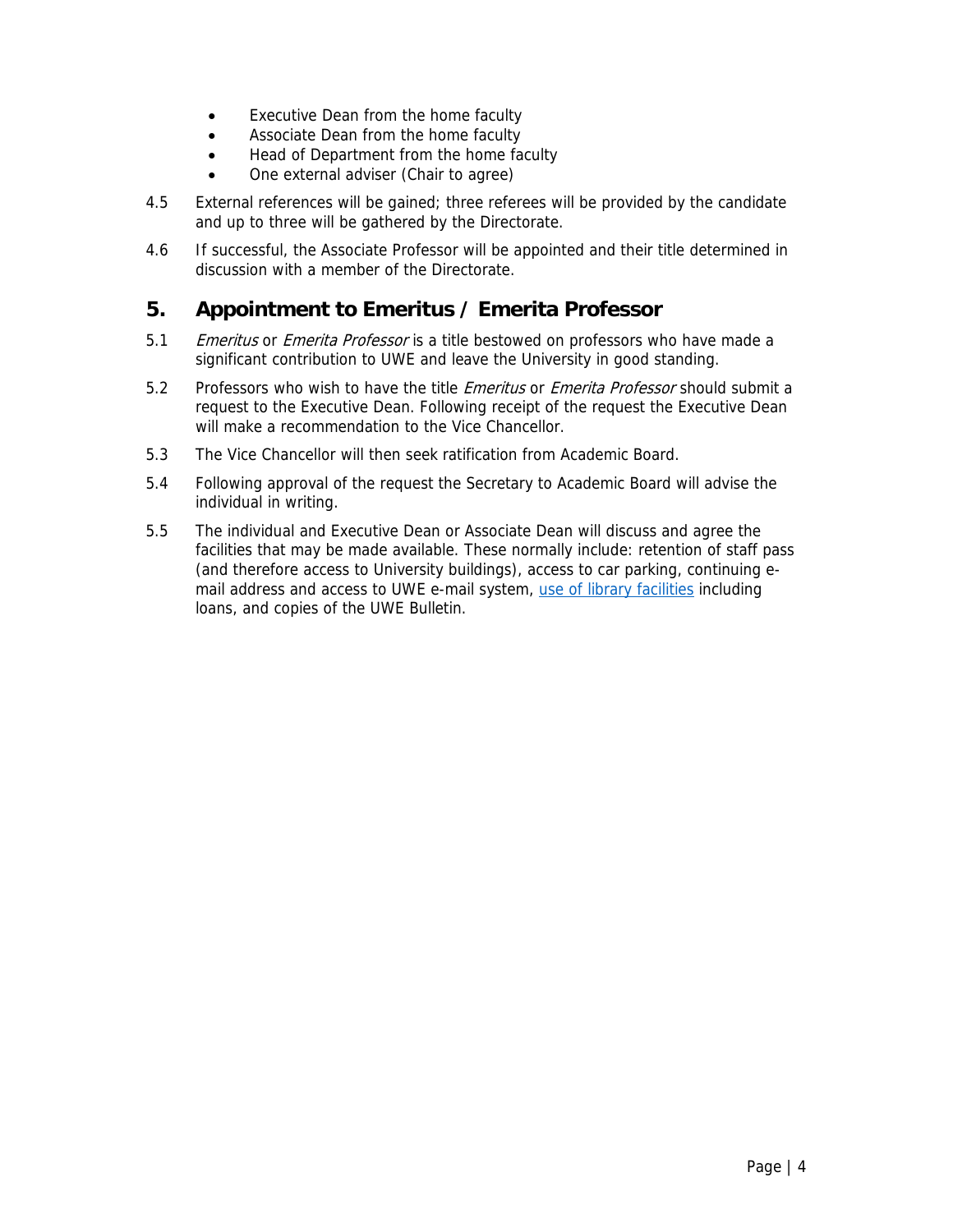- Executive Dean from the home faculty
- Associate Dean from the home faculty
- Head of Department from the home faculty
- One external adviser (Chair to agree)

4.5 External references will be gained; three referees will be provided by the candidate and up to three will be gathered by the Directorate.

4.6 If successful, the Associate Professor will be appointed and their title determined in discussion with a member of the Directorate.

## 5. Appointment to Emeritus / Emerita Professor

5.1 *Emeritus* or *Emerita Professor* is a title bestowed on professors who have made a significant contribution to UWE and leave the University in good standing.

5.2 Professors who wish to have the title *Emeritus* or *Emerita Professor* should submit a request to the Executive Dean. Following receipt of the request the Executive Dean will make a recommendation to the Vice Chancellor.

5.3 The Vice Chancellor will then seek ratification from Academic Board.

5.4 Following approval of the request the Secretary to Academic Board will advise the individual in writing.

5.5 The individual and Executive Dean or Associate Dean will discuss and agree the facilities that may be made available. These normally include: retention of staff pass (and therefore access to University buildings), access to car parking, continuing e-mail address and access to UWE e-mail system, use of library facilities including loans, and copies of the UWE Bulletin.